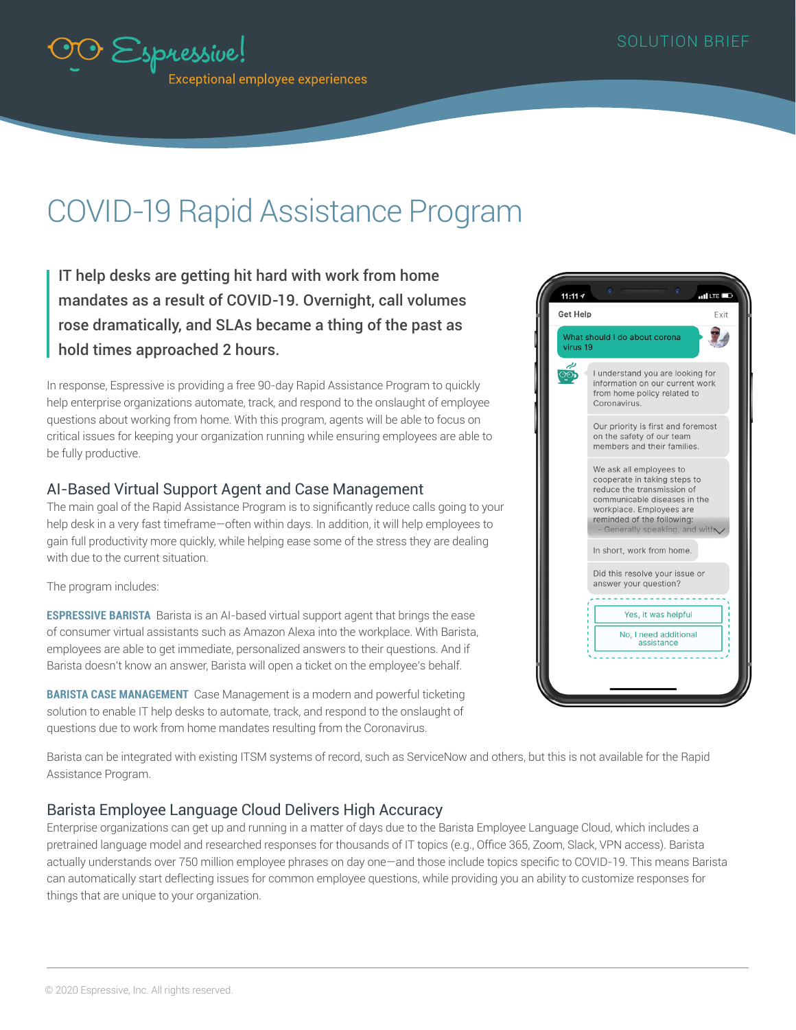Espressive! Exceptional employee experiences

SOLUTION BRIEF

# COVID-19 Rapid Assistance Program

**IT help desks are getting hit hard with work from home mandates as a result of COVID-19. Overnight, call volumes rose dramatically, and SLAs became a thing of the past as hold times approached 2 hours.**

In response, Espressive is providing a free 90-day Rapid Assistance Program to quickly help enterprise organizations automate, track, and respond to the onslaught of employee questions about working from home. With this program, agents will be able to focus on critical issues for keeping your organization running while ensuring employees are able to be fully productive.

## AI-Based Virtual Support Agent and Case Management

The main goal of the Rapid Assistance Program is to significantly reduce calls going to your help desk in a very fast timeframe—often within days. In addition, it will help employees to gain full productivity more quickly, while helping ease some of the stress they are dealing with due to the current situation.

The program includes:

**ESPRESSIVE BARISTA** Barista is an AI-based virtual support agent that brings the ease of consumer virtual assistants such as Amazon Alexa into the workplace. With Barista, employees are able to get immediate, personalized answers to their questions. And if Barista doesn't know an answer, Barista will open a ticket on the employee's behalf.

**BARISTA CASE MANAGEMENT** Case Management is a modern and powerful ticketing solution to enable IT help desks to automate, track, and respond to the onslaught of questions due to work from home mandates resulting from the Coronavirus.

Barista can be integrated with existing ITSM systems of record, such as ServiceNow and others, but this is not available for the Rapid Assistance Program.

## Barista Employee Language Cloud Delivers High Accuracy

Enterprise organizations can get up and running in a matter of days due to the Barista Employee Language Cloud, which includes a pretrained language model and researched responses for thousands of IT topics (e.g., Office 365, Zoom, Slack, VPN access). Barista actually understands over 750 million employee phrases on day one—and those include topics specific to COVID-19. This means Barista can automatically start deflecting issues for common employee questions, while providing you an ability to customize responses for things that are unique to your organization.

© 2020 Espressive, Inc. All rights reserved.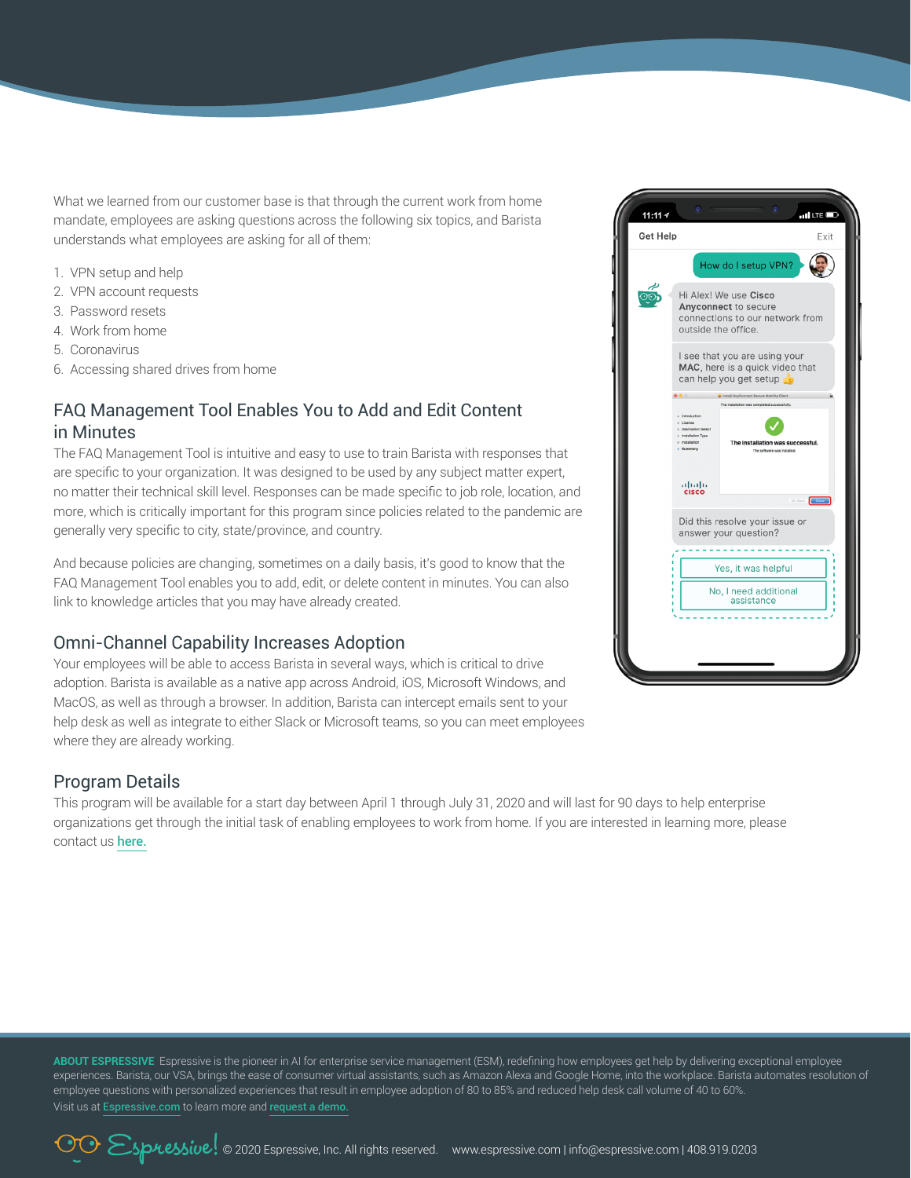What we learned from our customer base is that through the current work from home mandate, employees are asking questions across the following six topics, and Barista understands what employees are asking for all of them:

1. VPN setup and help
2. VPN account requests
3. Password resets
4. Work from home
5. Coronavirus
6. Accessing shared drives from home

## FAQ Management Tool Enables You to Add and Edit Content in Minutes

The FAQ Management Tool is intuitive and easy to use to train Barista with responses that are specific to your organization. It was designed to be used by any subject matter expert, no matter their technical skill level. Responses can be made specific to job role, location, and more, which is critically important for this program since policies related to the pandemic are generally very specific to city, state/province, and country.

And because policies are changing, sometimes on a daily basis, it's good to know that the FAQ Management Tool enables you to add, edit, or delete content in minutes. You can also link to knowledge articles that you may have already created.

## Omni-Channel Capability Increases Adoption

Your employees will be able to access Barista in several ways, which is critical to drive adoption. Barista is available as a native app across Android, iOS, Microsoft Windows, and MacOS, as well as through a browser. In addition, Barista can intercept emails sent to your help desk as well as integrate to either Slack or Microsoft teams, so you can meet employees where they are already working.

## Program Details

This program will be available for a start day between April 1 through July 31, 2020 and will last for 90 days to help enterprise organizations get through the initial task of enabling employees to work from home. If you are interested in learning more, please contact us **here.**

**ABOUT ESPRESSIVE** Espressive is the pioneer in AI for enterprise service management (ESM), redefining how employees get help by delivering exceptional employee experiences. Barista, our VSA, brings the ease of consumer virtual assistants, such as Amazon Alexa and Google Home, into the workplace. Barista automates resolution of employee questions with personalized experiences that result in employee adoption of 80 to 85% and reduced help desk call volume of 40 to 60%.
Visit us at Espressive.com to learn more and request a demo.

Espressive! © 2020 Espressive, Inc. All rights reserved. www.espressive.com | info@espressive.com | 408.919.0203